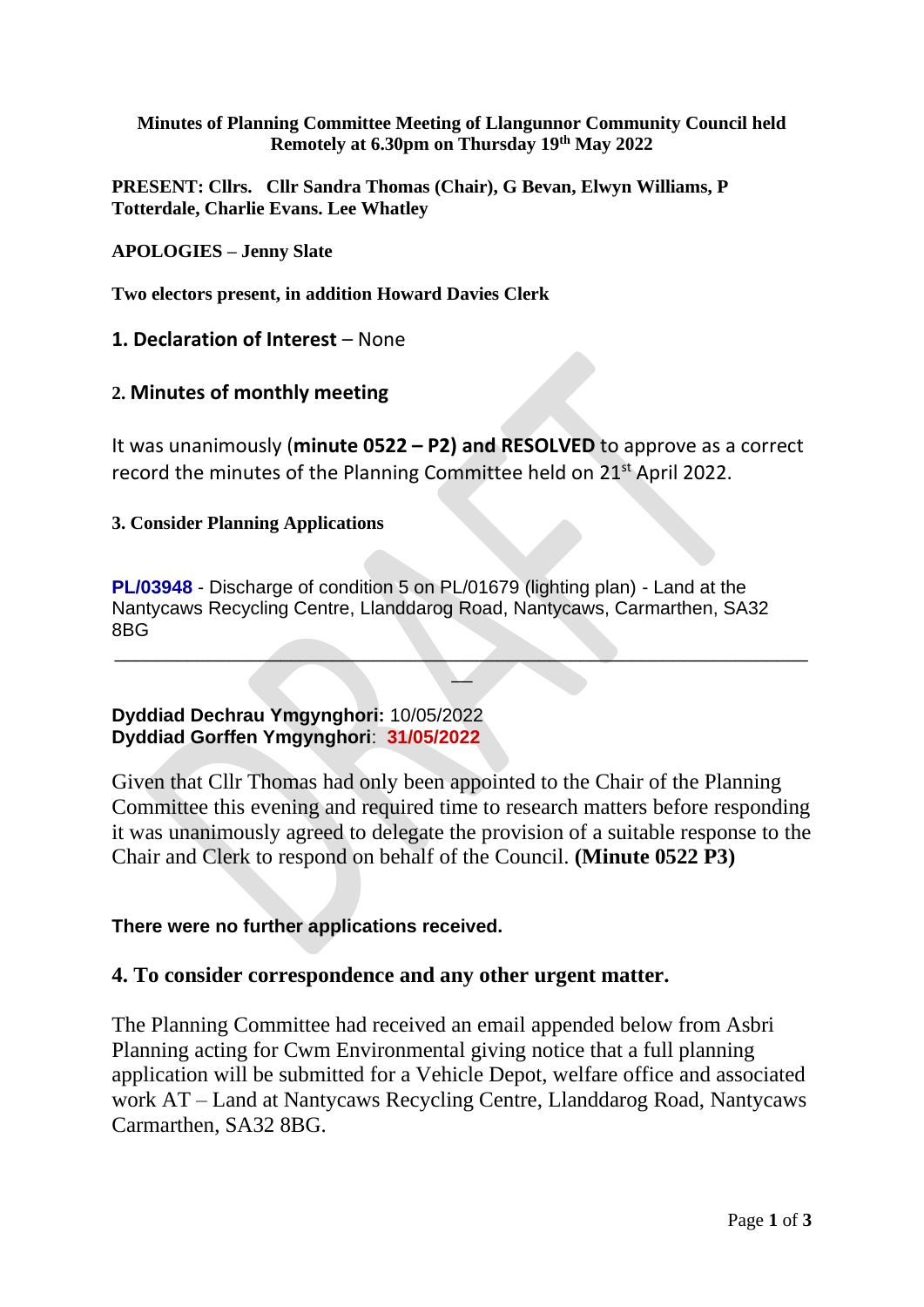**Minutes of Planning Committee Meeting of Llangunnor Community Council held Remotely at 6.30pm on Thursday 19th May 2022**

**PRESENT: Cllrs. Cllr Sandra Thomas (Chair), G Bevan, Elwyn Williams, P Totterdale, Charlie Evans. Lee Whatley**

**APOLOGIES – Jenny Slate**

**Two electors present, in addition Howard Davies Clerk**

**1. Declaration of Interest** – None

**2. Minutes of monthly meeting**

It was unanimously (**minute 0522 – P2) and RESOLVED** to approve as a correct record the minutes of the Planning Committee held on 21st April 2022.

**3. Consider Planning Applications**

**PL/03948** - Discharge of condition 5 on PL/01679 (lighting plan) - Land at the Nantycaws Recycling Centre, Llanddarog Road, Nantycaws, Carmarthen, SA32 8BG

---

**Dyddiad Dechrau Ymgynghori:** 10/05/2022
**Dyddiad Gorffen Ymgynghori**: **31/05/2022**

Given that Cllr Thomas had only been appointed to the Chair of the Planning Committee this evening and required time to research matters before responding it was unanimously agreed to delegate the provision of a suitable response to the Chair and Clerk to respond on behalf of the Council. **(Minute 0522 P3)**

**There were no further applications received.**

**4. To consider correspondence and any other urgent matter.**

The Planning Committee had received an email appended below from Asbri Planning acting for Cwm Environmental giving notice that a full planning application will be submitted for a Vehicle Depot, welfare office and associated work AT – Land at Nantycaws Recycling Centre, Llanddarog Road, Nantycaws Carmarthen, SA32 8BG.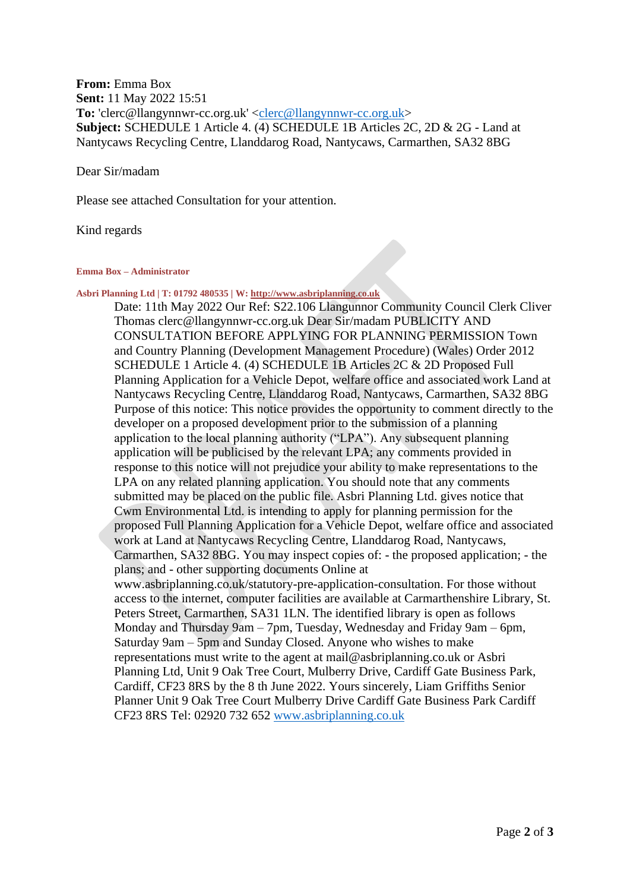**From:** Emma Box
**Sent:** 11 May 2022 15:51
**To:** 'clerc@llangynnwr-cc.org.uk' <clerc@llangynnwr-cc.org.uk>
**Subject:** SCHEDULE 1 Article 4. (4) SCHEDULE 1B Articles 2C, 2D & 2G - Land at Nantycaws Recycling Centre, Llanddarog Road, Nantycaws, Carmarthen, SA32 8BG

Dear Sir/madam

Please see attached Consultation for your attention.

Kind regards

**Emma Box – Administrator**

**Asbri Planning Ltd | T: 01792 480535 | W: http://www.asbriplanning.co.uk**

Date: 11th May 2022 Our Ref: S22.106 Llangunnor Community Council Clerk Cliver Thomas clerc@llangynnwr-cc.org.uk Dear Sir/madam PUBLICITY AND CONSULTATION BEFORE APPLYING FOR PLANNING PERMISSION Town and Country Planning (Development Management Procedure) (Wales) Order 2012 SCHEDULE 1 Article 4. (4) SCHEDULE 1B Articles 2C & 2D Proposed Full Planning Application for a Vehicle Depot, welfare office and associated work Land at Nantycaws Recycling Centre, Llanddarog Road, Nantycaws, Carmarthen, SA32 8BG Purpose of this notice: This notice provides the opportunity to comment directly to the developer on a proposed development prior to the submission of a planning application to the local planning authority ("LPA"). Any subsequent planning application will be publicised by the relevant LPA; any comments provided in response to this notice will not prejudice your ability to make representations to the LPA on any related planning application. You should note that any comments submitted may be placed on the public file. Asbri Planning Ltd. gives notice that Cwm Environmental Ltd. is intending to apply for planning permission for the proposed Full Planning Application for a Vehicle Depot, welfare office and associated work at Land at Nantycaws Recycling Centre, Llanddarog Road, Nantycaws, Carmarthen, SA32 8BG. You may inspect copies of: - the proposed application; - the plans; and - other supporting documents Online at www.asbriplanning.co.uk/statutory-pre-application-consultation. For those without access to the internet, computer facilities are available at Carmarthenshire Library, St. Peters Street, Carmarthen, SA31 1LN. The identified library is open as follows Monday and Thursday 9am – 7pm, Tuesday, Wednesday and Friday 9am – 6pm, Saturday 9am – 5pm and Sunday Closed. Anyone who wishes to make representations must write to the agent at mail@asbriplanning.co.uk or Asbri Planning Ltd, Unit 9 Oak Tree Court, Mulberry Drive, Cardiff Gate Business Park, Cardiff, CF23 8RS by the 8 th June 2022. Yours sincerely, Liam Griffiths Senior Planner Unit 9 Oak Tree Court Mulberry Drive Cardiff Gate Business Park Cardiff CF23 8RS Tel: 02920 732 652 www.asbriplanning.co.uk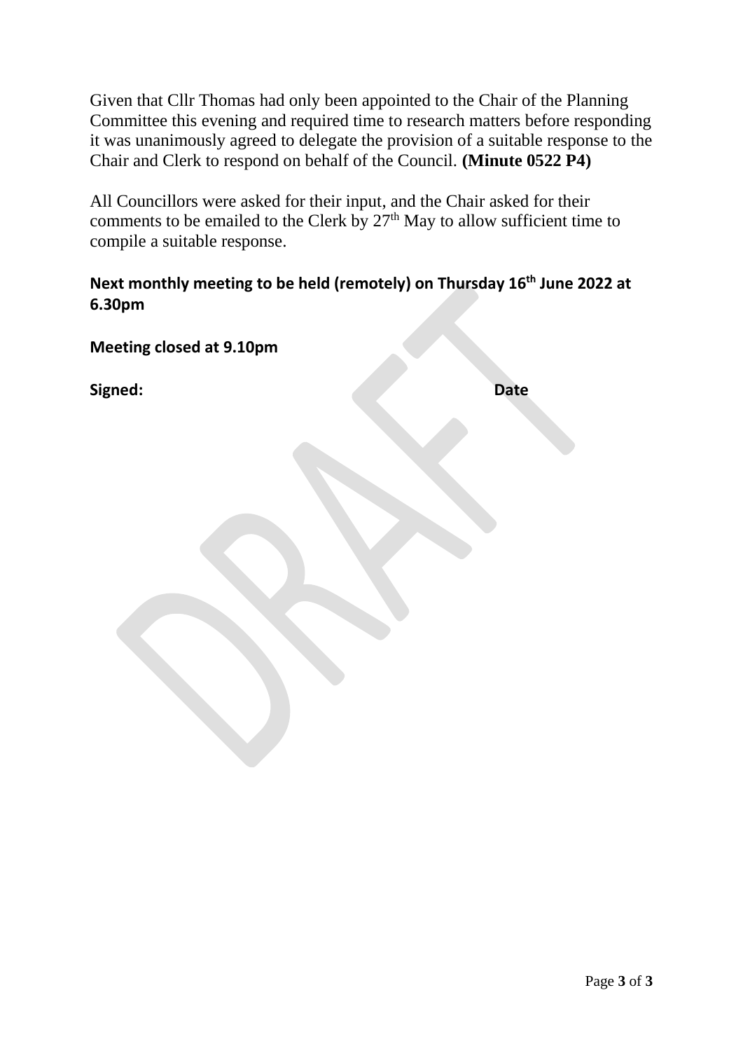Given that Cllr Thomas had only been appointed to the Chair of the Planning Committee this evening and required time to research matters before responding it was unanimously agreed to delegate the provision of a suitable response to the Chair and Clerk to respond on behalf of the Council. **(Minute 0522 P4)**

All Councillors were asked for their input, and the Chair asked for their comments to be emailed to the Clerk by 27th May to allow sufficient time to compile a suitable response.

**Next monthly meeting to be held (remotely) on Thursday 16th June 2022 at 6.30pm**

**Meeting closed at 9.10pm**

**Signed:** **Date**